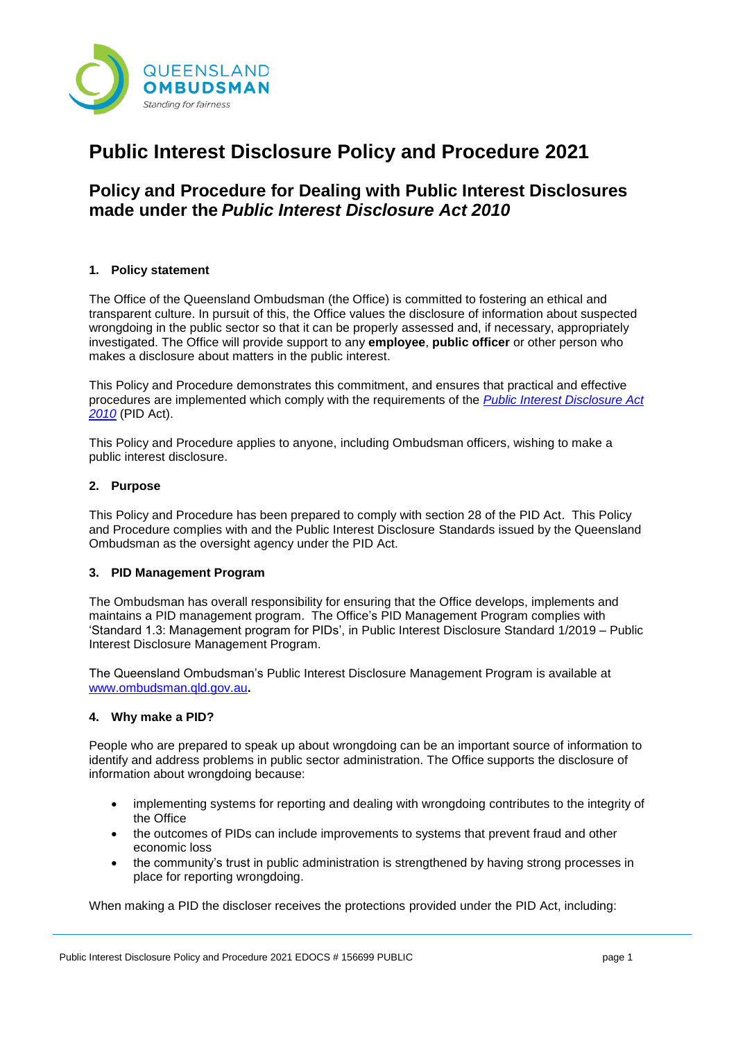QUEENSLAND
**OMBUDSMAN**
*Standing for fairness*

# Public Interest Disclosure Policy and Procedure 2021

## Policy and Procedure for Dealing with Public Interest Disclosures made under the *Public Interest Disclosure Act 2010*

### 1. Policy statement

The Office of the Queensland Ombudsman (the Office) is committed to fostering an ethical and transparent culture. In pursuit of this, the Office values the disclosure of information about suspected wrongdoing in the public sector so that it can be properly assessed and, if necessary, appropriately investigated. The Office will provide support to any **employee**, **public officer** or other person who makes a disclosure about matters in the public interest.

This Policy and Procedure demonstrates this commitment, and ensures that practical and effective procedures are implemented which comply with the requirements of the *Public Interest Disclosure Act 2010* (PID Act).

This Policy and Procedure applies to anyone, including Ombudsman officers, wishing to make a public interest disclosure.

### 2. Purpose

This Policy and Procedure has been prepared to comply with section 28 of the PID Act. This Policy and Procedure complies with and the Public Interest Disclosure Standards issued by the Queensland Ombudsman as the oversight agency under the PID Act.

### 3. PID Management Program

The Ombudsman has overall responsibility for ensuring that the Office develops, implements and maintains a PID management program. The Office's PID Management Program complies with 'Standard 1.3: Management program for PIDs', in Public Interest Disclosure Standard 1/2019 – Public Interest Disclosure Management Program.

The Queensland Ombudsman's Public Interest Disclosure Management Program is available at www.ombudsman.qld.gov.au**.**

### 4. Why make a PID?

People who are prepared to speak up about wrongdoing can be an important source of information to identify and address problems in public sector administration. The Office supports the disclosure of information about wrongdoing because:

- implementing systems for reporting and dealing with wrongdoing contributes to the integrity of the Office
- the outcomes of PIDs can include improvements to systems that prevent fraud and other economic loss
- the community's trust in public administration is strengthened by having strong processes in place for reporting wrongdoing.

When making a PID the discloser receives the protections provided under the PID Act, including: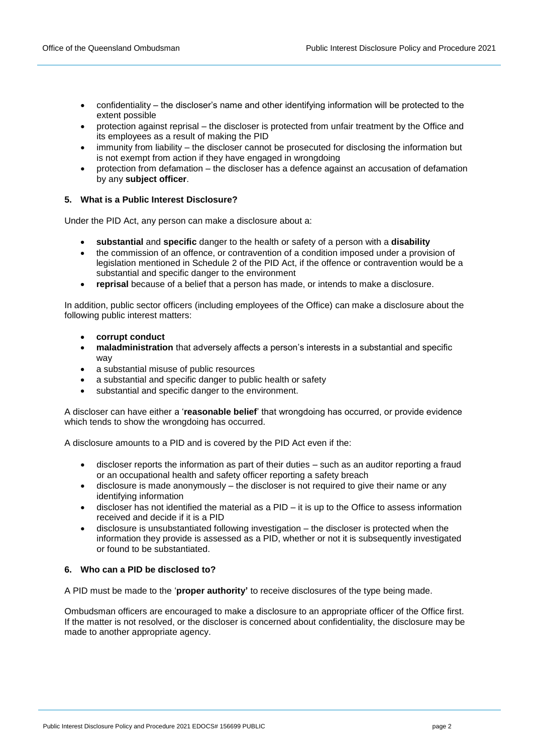- confidentiality – the discloser's name and other identifying information will be protected to the extent possible
- protection against reprisal – the discloser is protected from unfair treatment by the Office and its employees as a result of making the PID
- immunity from liability – the discloser cannot be prosecuted for disclosing the information but is not exempt from action if they have engaged in wrongdoing
- protection from defamation – the discloser has a defence against an accusation of defamation by any **subject officer**.

## 5. What is a Public Interest Disclosure?

Under the PID Act, any person can make a disclosure about a:

- **substantial** and **specific** danger to the health or safety of a person with a **disability**
- the commission of an offence, or contravention of a condition imposed under a provision of legislation mentioned in Schedule 2 of the PID Act, if the offence or contravention would be a substantial and specific danger to the environment
- **reprisal** because of a belief that a person has made, or intends to make a disclosure.

In addition, public sector officers (including employees of the Office) can make a disclosure about the following public interest matters:

- **corrupt conduct**
- **maladministration** that adversely affects a person's interests in a substantial and specific way
- a substantial misuse of public resources
- a substantial and specific danger to public health or safety
- substantial and specific danger to the environment.

A discloser can have either a '**reasonable belief**' that wrongdoing has occurred, or provide evidence which tends to show the wrongdoing has occurred.

A disclosure amounts to a PID and is covered by the PID Act even if the:

- discloser reports the information as part of their duties – such as an auditor reporting a fraud or an occupational health and safety officer reporting a safety breach
- disclosure is made anonymously – the discloser is not required to give their name or any identifying information
- discloser has not identified the material as a PID – it is up to the Office to assess information received and decide if it is a PID
- disclosure is unsubstantiated following investigation – the discloser is protected when the information they provide is assessed as a PID, whether or not it is subsequently investigated or found to be substantiated.

## 6. Who can a PID be disclosed to?

A PID must be made to the '**proper authority'** to receive disclosures of the type being made.

Ombudsman officers are encouraged to make a disclosure to an appropriate officer of the Office first. If the matter is not resolved, or the discloser is concerned about confidentiality, the disclosure may be made to another appropriate agency.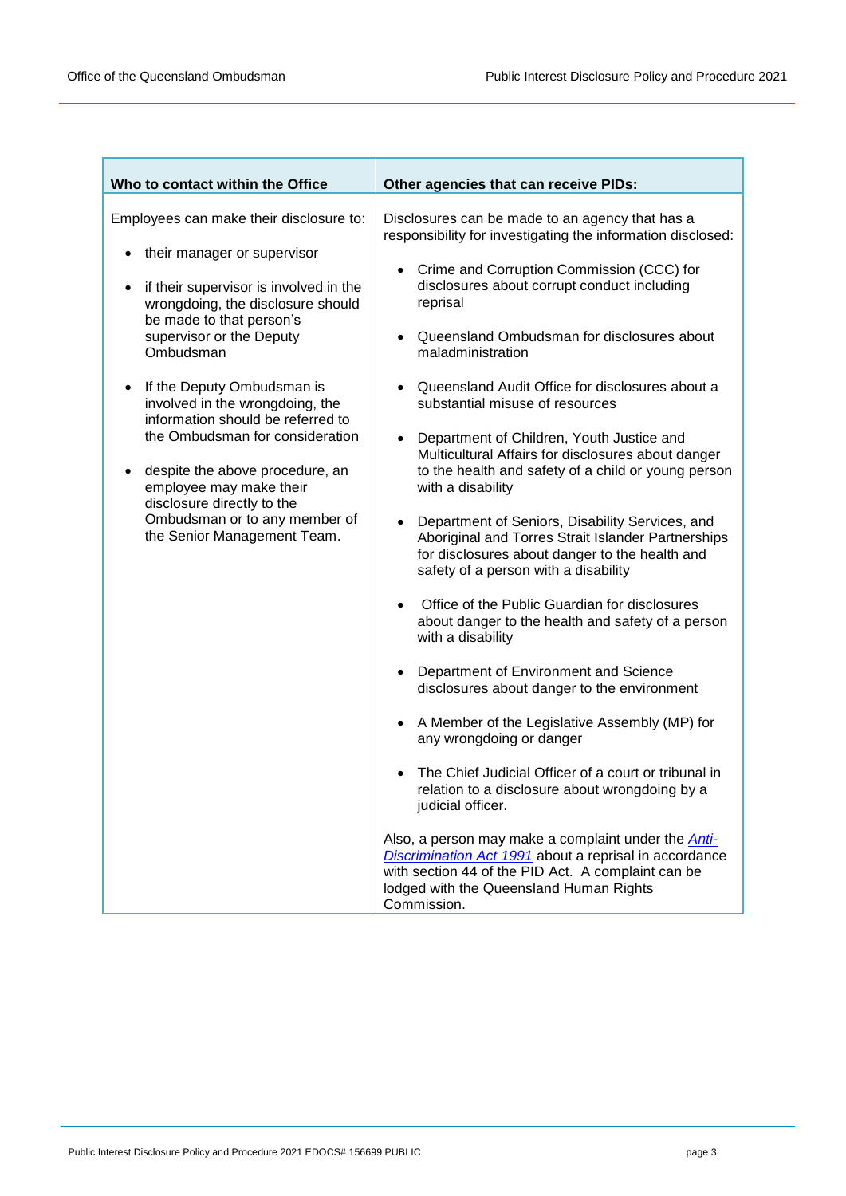| Who to contact within the Office | Other agencies that can receive PIDs: |
|---|---|
| Employees can make their disclosure to:<br><br>• their manager or supervisor<br><br>• if their supervisor is involved in the wrongdoing, the disclosure should be made to that person's supervisor or the Deputy Ombudsman<br><br>• If the Deputy Ombudsman is involved in the wrongdoing, the information should be referred to the Ombudsman for consideration<br><br>• despite the above procedure, an employee may make their disclosure directly to the Ombudsman or to any member of the Senior Management Team. | Disclosures can be made to an agency that has a responsibility for investigating the information disclosed:<br><br>• Crime and Corruption Commission (CCC) for disclosures about corrupt conduct including reprisal<br><br>• Queensland Ombudsman for disclosures about maladministration<br><br>• Queensland Audit Office for disclosures about a substantial misuse of resources<br><br>• Department of Children, Youth Justice and Multicultural Affairs for disclosures about danger to the health and safety of a child or young person with a disability<br><br>• Department of Seniors, Disability Services, and Aboriginal and Torres Strait Islander Partnerships for disclosures about danger to the health and safety of a person with a disability<br><br>• Office of the Public Guardian for disclosures about danger to the health and safety of a person with a disability<br><br>• Department of Environment and Science disclosures about danger to the environment<br><br>• A Member of the Legislative Assembly (MP) for any wrongdoing or danger<br><br>• The Chief Judicial Officer of a court or tribunal in relation to a disclosure about wrongdoing by a judicial officer.<br><br>Also, a person may make a complaint under the *Anti-Discrimination Act 1991* about a reprisal in accordance with section 44 of the PID Act. A complaint can be lodged with the Queensland Human Rights Commission. |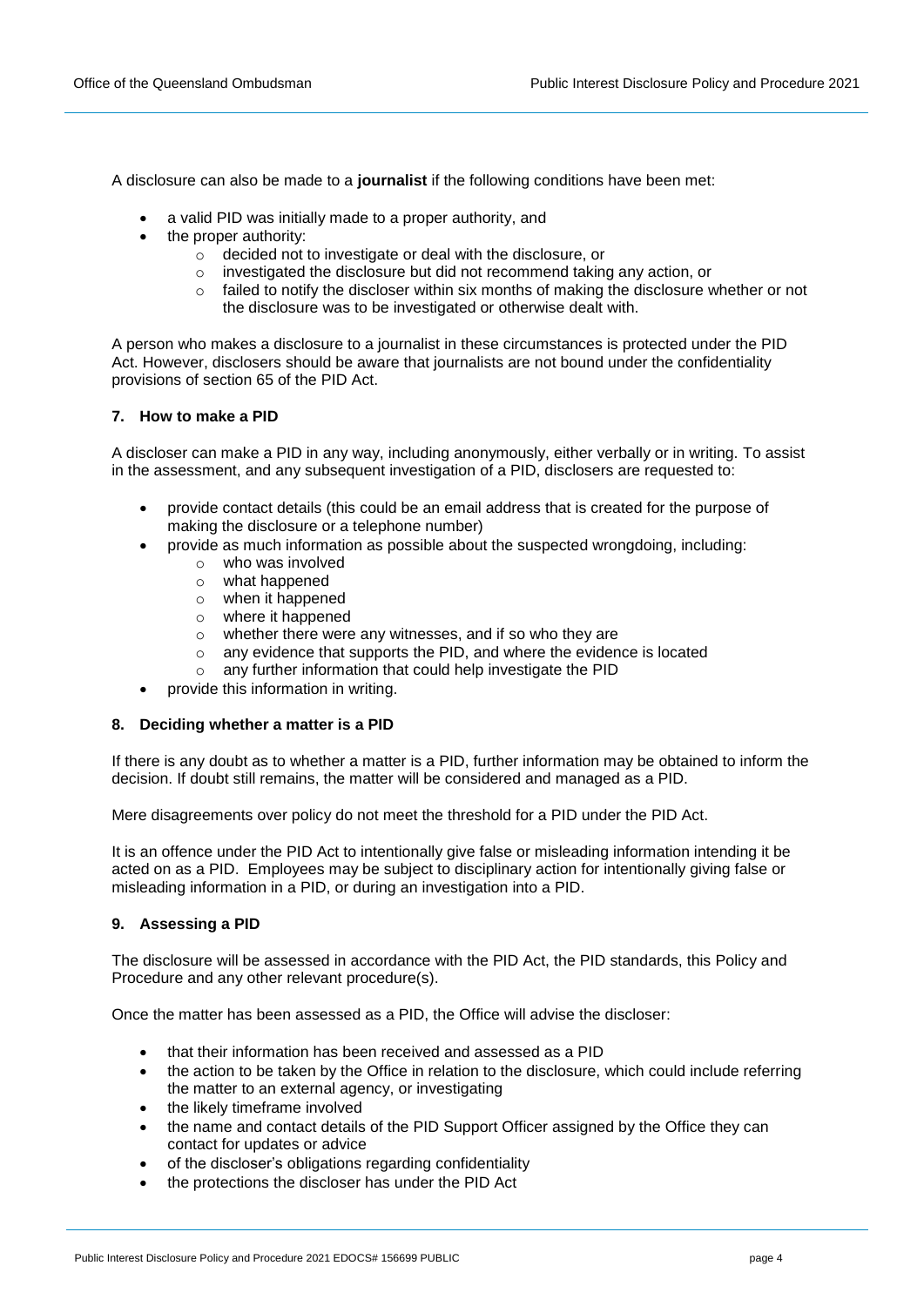A disclosure can also be made to a **journalist** if the following conditions have been met:

- a valid PID was initially made to a proper authority, and
- the proper authority:
  - decided not to investigate or deal with the disclosure, or
  - investigated the disclosure but did not recommend taking any action, or
  - failed to notify the discloser within six months of making the disclosure whether or not the disclosure was to be investigated or otherwise dealt with.

A person who makes a disclosure to a journalist in these circumstances is protected under the PID Act. However, disclosers should be aware that journalists are not bound under the confidentiality provisions of section 65 of the PID Act.

## 7. How to make a PID

A discloser can make a PID in any way, including anonymously, either verbally or in writing. To assist in the assessment, and any subsequent investigation of a PID, disclosers are requested to:

- provide contact details (this could be an email address that is created for the purpose of making the disclosure or a telephone number)
- provide as much information as possible about the suspected wrongdoing, including:
  - who was involved
  - what happened
  - when it happened
  - where it happened
  - whether there were any witnesses, and if so who they are
  - any evidence that supports the PID, and where the evidence is located
  - any further information that could help investigate the PID
- provide this information in writing.

## 8. Deciding whether a matter is a PID

If there is any doubt as to whether a matter is a PID, further information may be obtained to inform the decision. If doubt still remains, the matter will be considered and managed as a PID.

Mere disagreements over policy do not meet the threshold for a PID under the PID Act.

It is an offence under the PID Act to intentionally give false or misleading information intending it be acted on as a PID. Employees may be subject to disciplinary action for intentionally giving false or misleading information in a PID, or during an investigation into a PID.

## 9. Assessing a PID

The disclosure will be assessed in accordance with the PID Act, the PID standards, this Policy and Procedure and any other relevant procedure(s).

Once the matter has been assessed as a PID, the Office will advise the discloser:

- that their information has been received and assessed as a PID
- the action to be taken by the Office in relation to the disclosure, which could include referring the matter to an external agency, or investigating
- the likely timeframe involved
- the name and contact details of the PID Support Officer assigned by the Office they can contact for updates or advice
- of the discloser's obligations regarding confidentiality
- the protections the discloser has under the PID Act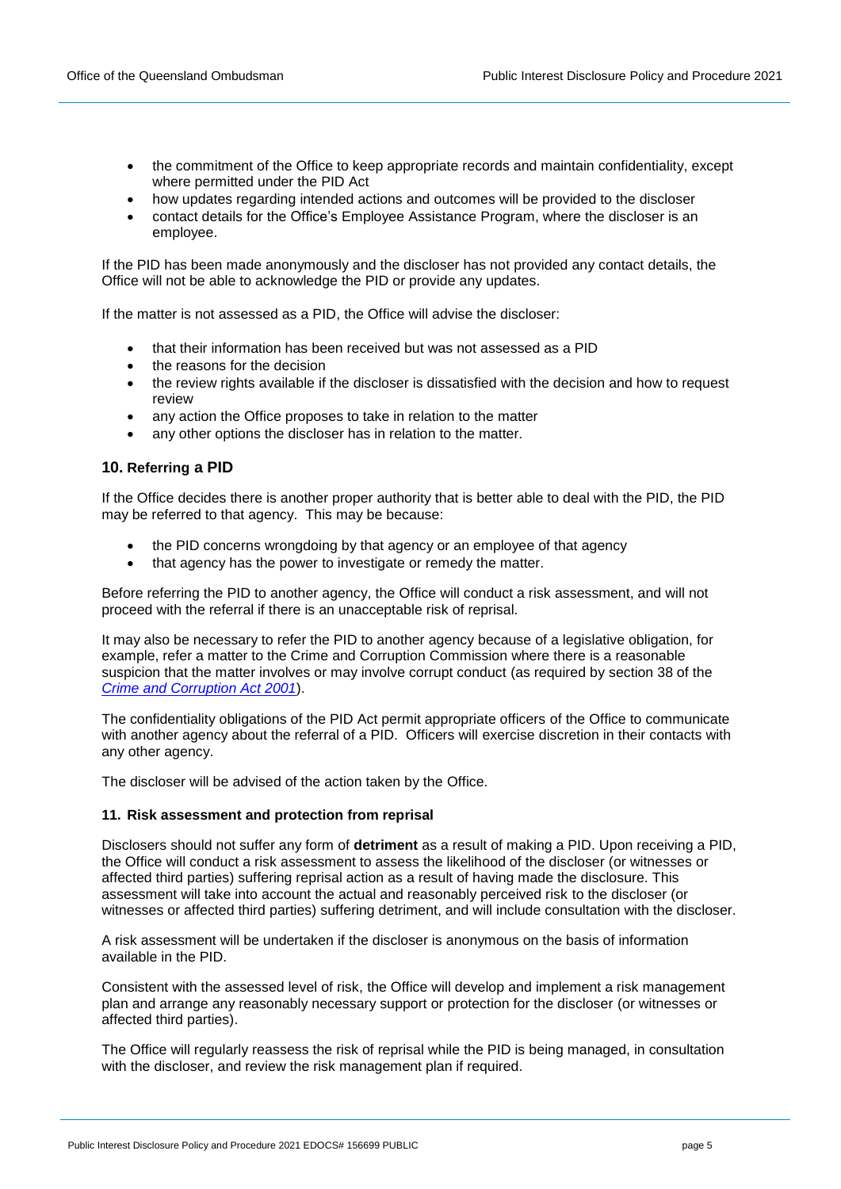- the commitment of the Office to keep appropriate records and maintain confidentiality, except where permitted under the PID Act
- how updates regarding intended actions and outcomes will be provided to the discloser
- contact details for the Office's Employee Assistance Program, where the discloser is an employee.

If the PID has been made anonymously and the discloser has not provided any contact details, the Office will not be able to acknowledge the PID or provide any updates.

If the matter is not assessed as a PID, the Office will advise the discloser:

- that their information has been received but was not assessed as a PID
- the reasons for the decision
- the review rights available if the discloser is dissatisfied with the decision and how to request review
- any action the Office proposes to take in relation to the matter
- any other options the discloser has in relation to the matter.

## 10. Referring a PID

If the Office decides there is another proper authority that is better able to deal with the PID, the PID may be referred to that agency. This may be because:

- the PID concerns wrongdoing by that agency or an employee of that agency
- that agency has the power to investigate or remedy the matter.

Before referring the PID to another agency, the Office will conduct a risk assessment, and will not proceed with the referral if there is an unacceptable risk of reprisal.

It may also be necessary to refer the PID to another agency because of a legislative obligation, for example, refer a matter to the Crime and Corruption Commission where there is a reasonable suspicion that the matter involves or may involve corrupt conduct (as required by section 38 of the *Crime and Corruption Act 2001*).

The confidentiality obligations of the PID Act permit appropriate officers of the Office to communicate with another agency about the referral of a PID. Officers will exercise discretion in their contacts with any other agency.

The discloser will be advised of the action taken by the Office.

## 11. Risk assessment and protection from reprisal

Disclosers should not suffer any form of **detriment** as a result of making a PID. Upon receiving a PID, the Office will conduct a risk assessment to assess the likelihood of the discloser (or witnesses or affected third parties) suffering reprisal action as a result of having made the disclosure. This assessment will take into account the actual and reasonably perceived risk to the discloser (or witnesses or affected third parties) suffering detriment, and will include consultation with the discloser.

A risk assessment will be undertaken if the discloser is anonymous on the basis of information available in the PID.

Consistent with the assessed level of risk, the Office will develop and implement a risk management plan and arrange any reasonably necessary support or protection for the discloser (or witnesses or affected third parties).

The Office will regularly reassess the risk of reprisal while the PID is being managed, in consultation with the discloser, and review the risk management plan if required.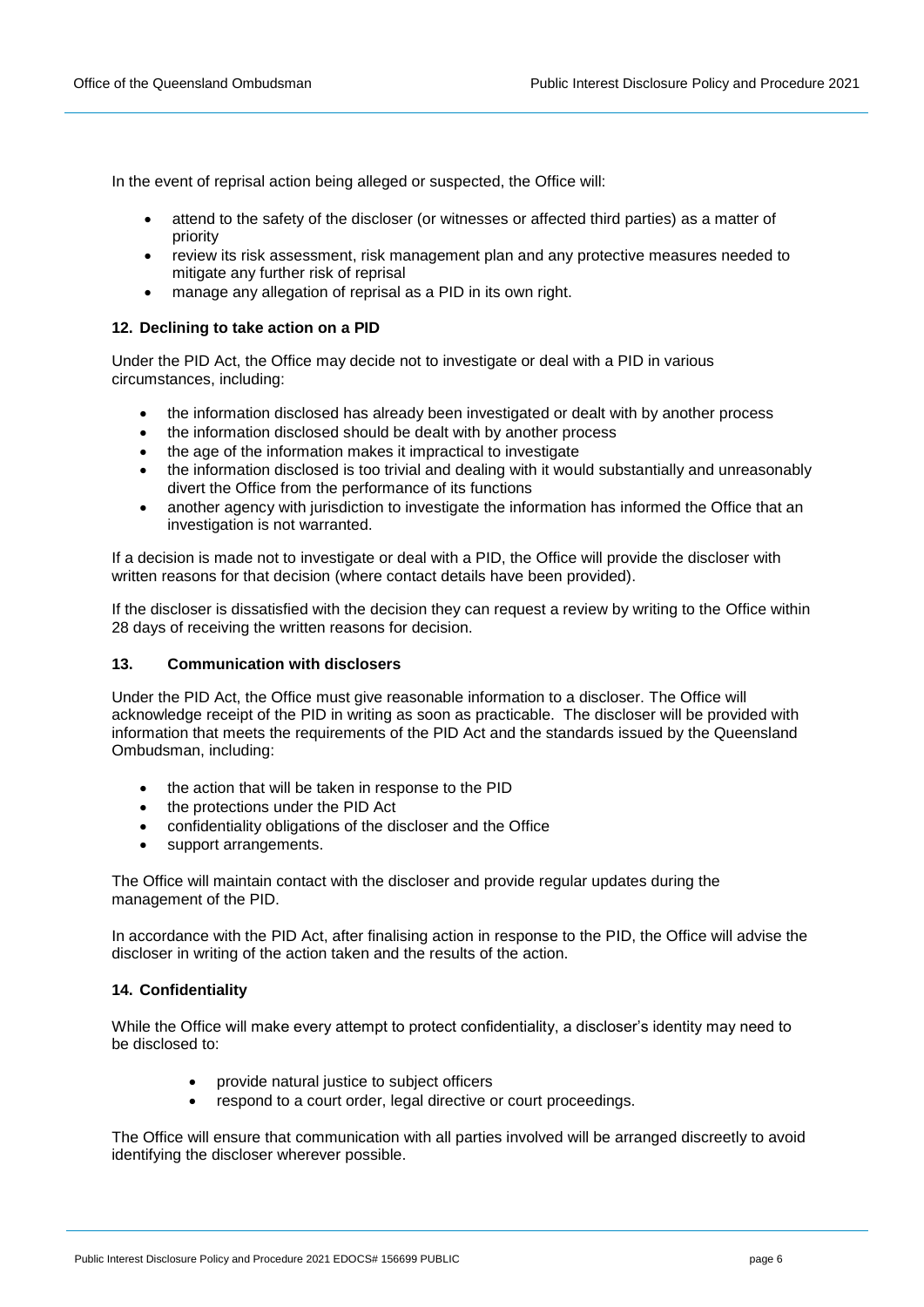In the event of reprisal action being alleged or suspected, the Office will:

- attend to the safety of the discloser (or witnesses or affected third parties) as a matter of priority
- review its risk assessment, risk management plan and any protective measures needed to mitigate any further risk of reprisal
- manage any allegation of reprisal as a PID in its own right.

## 12. Declining to take action on a PID

Under the PID Act, the Office may decide not to investigate or deal with a PID in various circumstances, including:

- the information disclosed has already been investigated or dealt with by another process
- the information disclosed should be dealt with by another process
- the age of the information makes it impractical to investigate
- the information disclosed is too trivial and dealing with it would substantially and unreasonably divert the Office from the performance of its functions
- another agency with jurisdiction to investigate the information has informed the Office that an investigation is not warranted.

If a decision is made not to investigate or deal with a PID, the Office will provide the discloser with written reasons for that decision (where contact details have been provided).

If the discloser is dissatisfied with the decision they can request a review by writing to the Office within 28 days of receiving the written reasons for decision.

## 13. Communication with disclosers

Under the PID Act, the Office must give reasonable information to a discloser. The Office will acknowledge receipt of the PID in writing as soon as practicable. The discloser will be provided with information that meets the requirements of the PID Act and the standards issued by the Queensland Ombudsman, including:

- the action that will be taken in response to the PID
- the protections under the PID Act
- confidentiality obligations of the discloser and the Office
- support arrangements.

The Office will maintain contact with the discloser and provide regular updates during the management of the PID.

In accordance with the PID Act, after finalising action in response to the PID, the Office will advise the discloser in writing of the action taken and the results of the action.

## 14. Confidentiality

While the Office will make every attempt to protect confidentiality, a discloser's identity may need to be disclosed to:

- provide natural justice to subject officers
- respond to a court order, legal directive or court proceedings.

The Office will ensure that communication with all parties involved will be arranged discreetly to avoid identifying the discloser wherever possible.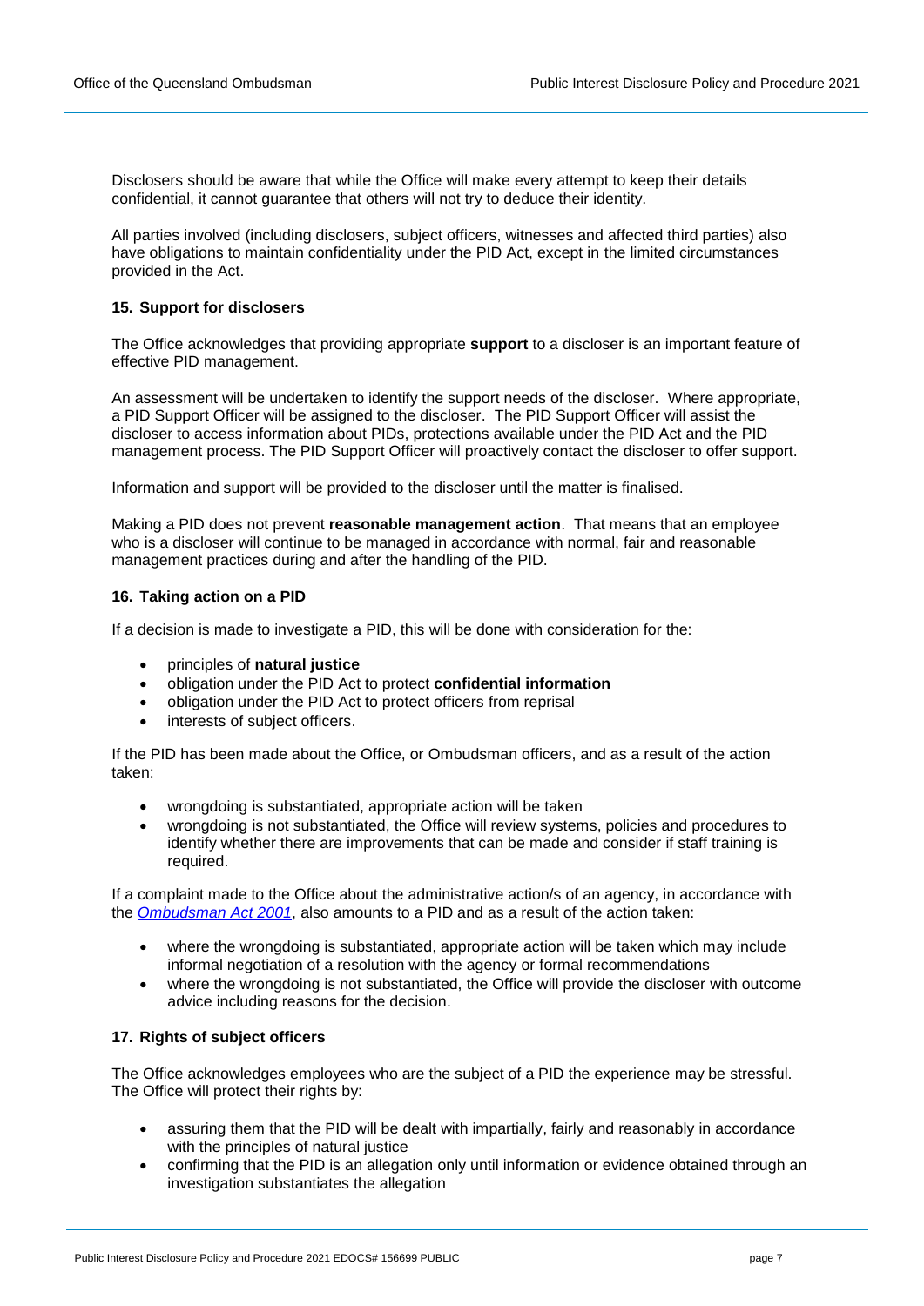Disclosers should be aware that while the Office will make every attempt to keep their details confidential, it cannot guarantee that others will not try to deduce their identity.

All parties involved (including disclosers, subject officers, witnesses and affected third parties) also have obligations to maintain confidentiality under the PID Act, except in the limited circumstances provided in the Act.

## 15. Support for disclosers

The Office acknowledges that providing appropriate **support** to a discloser is an important feature of effective PID management.

An assessment will be undertaken to identify the support needs of the discloser. Where appropriate, a PID Support Officer will be assigned to the discloser. The PID Support Officer will assist the discloser to access information about PIDs, protections available under the PID Act and the PID management process. The PID Support Officer will proactively contact the discloser to offer support.

Information and support will be provided to the discloser until the matter is finalised.

Making a PID does not prevent **reasonable management action**. That means that an employee who is a discloser will continue to be managed in accordance with normal, fair and reasonable management practices during and after the handling of the PID.

## 16. Taking action on a PID

If a decision is made to investigate a PID, this will be done with consideration for the:

- principles of **natural justice**
- obligation under the PID Act to protect **confidential information**
- obligation under the PID Act to protect officers from reprisal
- interests of subject officers.

If the PID has been made about the Office, or Ombudsman officers, and as a result of the action taken:

- wrongdoing is substantiated, appropriate action will be taken
- wrongdoing is not substantiated, the Office will review systems, policies and procedures to identify whether there are improvements that can be made and consider if staff training is required.

If a complaint made to the Office about the administrative action/s of an agency, in accordance with the *Ombudsman Act 2001*, also amounts to a PID and as a result of the action taken:

- where the wrongdoing is substantiated, appropriate action will be taken which may include informal negotiation of a resolution with the agency or formal recommendations
- where the wrongdoing is not substantiated, the Office will provide the discloser with outcome advice including reasons for the decision.

## 17. Rights of subject officers

The Office acknowledges employees who are the subject of a PID the experience may be stressful. The Office will protect their rights by:

- assuring them that the PID will be dealt with impartially, fairly and reasonably in accordance with the principles of natural justice
- confirming that the PID is an allegation only until information or evidence obtained through an investigation substantiates the allegation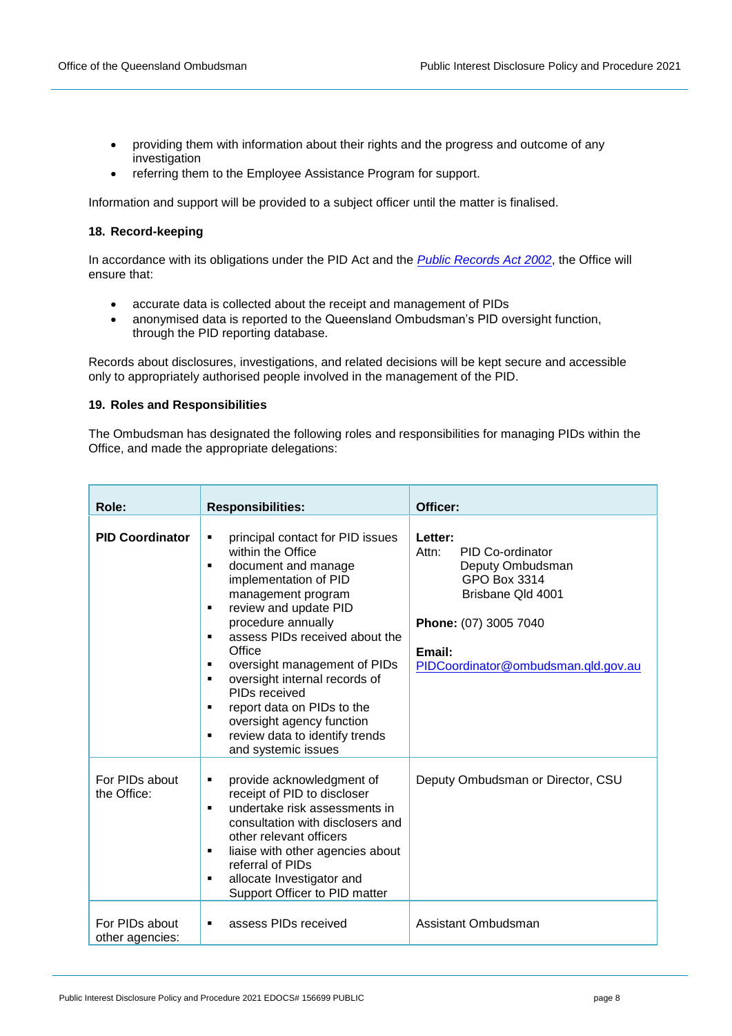- providing them with information about their rights and the progress and outcome of any investigation
- referring them to the Employee Assistance Program for support.

Information and support will be provided to a subject officer until the matter is finalised.

### 18. Record-keeping

In accordance with its obligations under the PID Act and the *[Public Records Act 2002](#)*, the Office will ensure that:

- accurate data is collected about the receipt and management of PIDs
- anonymised data is reported to the Queensland Ombudsman's PID oversight function, through the PID reporting database.

Records about disclosures, investigations, and related decisions will be kept secure and accessible only to appropriately authorised people involved in the management of the PID.

### 19. Roles and Responsibilities

The Ombudsman has designated the following roles and responsibilities for managing PIDs within the Office, and made the appropriate delegations:

| Role: | Responsibilities: | Officer: |
|---|---|---|
| **PID Coordinator** | ▪ principal contact for PID issues within the Office<br>▪ document and manage implementation of PID management program<br>▪ review and update PID procedure annually<br>▪ assess PIDs received about the Office<br>▪ oversight management of PIDs<br>▪ oversight internal records of PIDs received<br>▪ report data on PIDs to the oversight agency function<br>▪ review data to identify trends and systemic issues | **Letter:**<br>Attn: PID Co-ordinator<br>Deputy Ombudsman<br>GPO Box 3314<br>Brisbane Qld 4001<br><br>**Phone:** (07) 3005 7040<br><br>**Email:**<br>PIDCoordinator@ombudsman.qld.gov.au |
| For PIDs about the Office: | ▪ provide acknowledgment of receipt of PID to discloser<br>▪ undertake risk assessments in consultation with disclosers and other relevant officers<br>▪ liaise with other agencies about referral of PIDs<br>▪ allocate Investigator and Support Officer to PID matter | Deputy Ombudsman or Director, CSU |
| For PIDs about other agencies: | ▪ assess PIDs received | Assistant Ombudsman |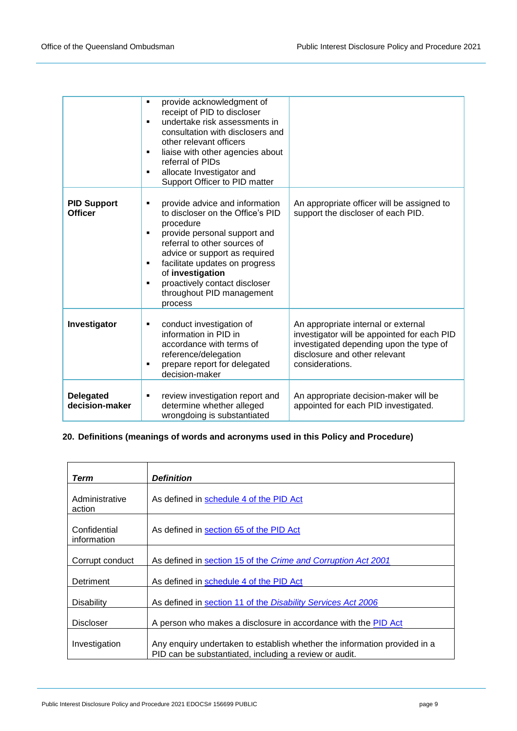| | | |
|---|---|---|
| | ▪ provide acknowledgment of receipt of PID to discloser<br>▪ undertake risk assessments in consultation with disclosers and other relevant officers<br>▪ liaise with other agencies about referral of PIDs<br>▪ allocate Investigator and Support Officer to PID matter | |
| **PID Support Officer** | ▪ provide advice and information to discloser on the Office's PID procedure<br>▪ provide personal support and referral to other sources of advice or support as required<br>▪ facilitate updates on progress of **investigation**<br>▪ proactively contact discloser throughout PID management process | An appropriate officer will be assigned to support the discloser of each PID. |
| **Investigator** | ▪ conduct investigation of information in PID in accordance with terms of reference/delegation<br>▪ prepare report for delegated decision-maker | An appropriate internal or external investigator will be appointed for each PID investigated depending upon the type of disclosure and other relevant considerations. |
| **Delegated decision-maker** | ▪ review investigation report and determine whether alleged wrongdoing is substantiated | An appropriate decision-maker will be appointed for each PID investigated. |

## 20. Definitions (meanings of words and acronyms used in this Policy and Procedure)

| ***Term*** | ***Definition*** |
|---|---|
| Administrative action | As defined in schedule 4 of the PID Act |
| Confidential information | As defined in section 65 of the PID Act |
| Corrupt conduct | As defined in section 15 of the *Crime and Corruption Act 2001* |
| Detriment | As defined in schedule 4 of the PID Act |
| Disability | As defined in section 11 of the *Disability Services Act 2006* |
| Discloser | A person who makes a disclosure in accordance with the PID Act |
| Investigation | Any enquiry undertaken to establish whether the information provided in a PID can be substantiated, including a review or audit. |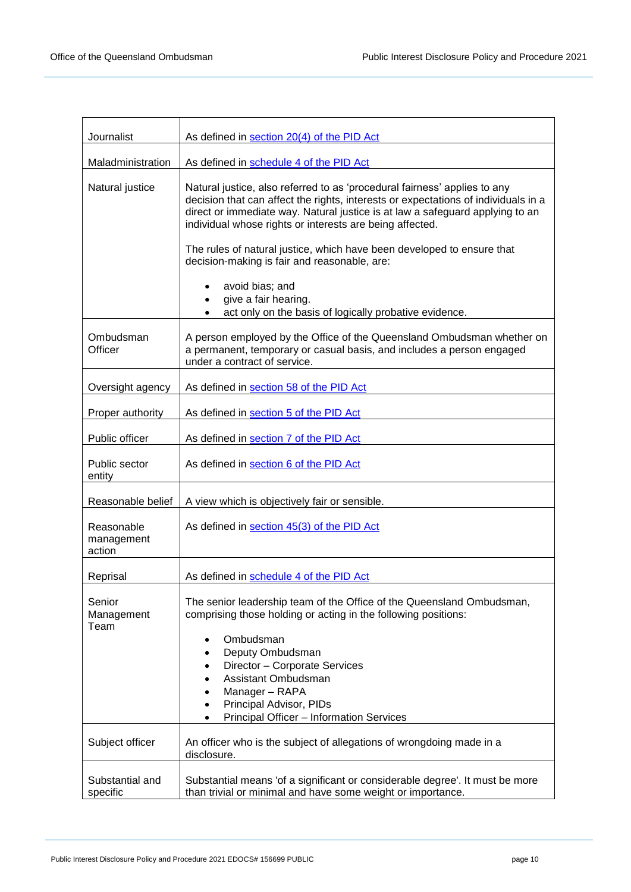| | |
|---|---|
| Journalist | As defined in section 20(4) of the PID Act |
| Maladministration | As defined in schedule 4 of the PID Act |
| Natural justice | Natural justice, also referred to as 'procedural fairness' applies to any decision that can affect the rights, interests or expectations of individuals in a direct or immediate way. Natural justice is at law a safeguard applying to an individual whose rights or interests are being affected.<br><br>The rules of natural justice, which have been developed to ensure that decision-making is fair and reasonable, are:<br><br>• avoid bias; and<br>• give a fair hearing.<br>• act only on the basis of logically probative evidence. |
| Ombudsman Officer | A person employed by the Office of the Queensland Ombudsman whether on a permanent, temporary or casual basis, and includes a person engaged under a contract of service. |
| Oversight agency | As defined in section 58 of the PID Act |
| Proper authority | As defined in section 5 of the PID Act |
| Public officer | As defined in section 7 of the PID Act |
| Public sector entity | As defined in section 6 of the PID Act |
| Reasonable belief | A view which is objectively fair or sensible. |
| Reasonable management action | As defined in section 45(3) of the PID Act |
| Reprisal | As defined in schedule 4 of the PID Act |
| Senior Management Team | The senior leadership team of the Office of the Queensland Ombudsman, comprising those holding or acting in the following positions:<br><br>• Ombudsman<br>• Deputy Ombudsman<br>• Director – Corporate Services<br>• Assistant Ombudsman<br>• Manager – RAPA<br>• Principal Advisor, PIDs<br>• Principal Officer – Information Services |
| Subject officer | An officer who is the subject of allegations of wrongdoing made in a disclosure. |
| Substantial and specific | Substantial means 'of a significant or considerable degree'. It must be more than trivial or minimal and have some weight or importance. |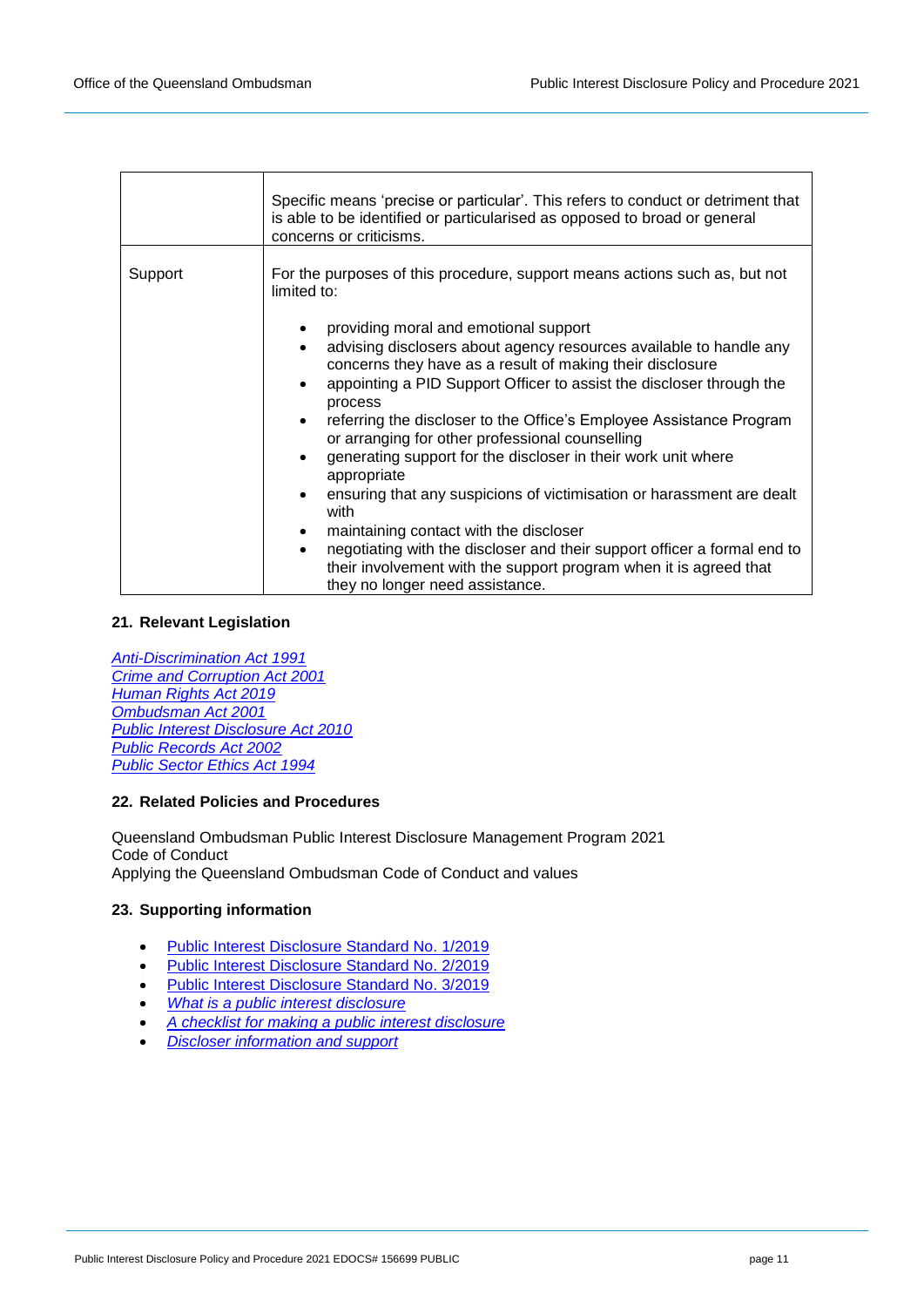| | |
|---|---|
| | Specific means 'precise or particular'. This refers to conduct or detriment that is able to be identified or particularised as opposed to broad or general concerns or criticisms. |
| Support | For the purposes of this procedure, support means actions such as, but not limited to:<br><br>• providing moral and emotional support<br>• advising disclosers about agency resources available to handle any concerns they have as a result of making their disclosure<br>• appointing a PID Support Officer to assist the discloser through the process<br>• referring the discloser to the Office's Employee Assistance Program or arranging for other professional counselling<br>• generating support for the discloser in their work unit where appropriate<br>• ensuring that any suspicions of victimisation or harassment are dealt with<br>• maintaining contact with the discloser<br>• negotiating with the discloser and their support officer a formal end to their involvement with the support program when it is agreed that they no longer need assistance. |

## 21. Relevant Legislation

*Anti-Discrimination Act 1991*
*Crime and Corruption Act 2001*
*Human Rights Act 2019*
*Ombudsman Act 2001*
*Public Interest Disclosure Act 2010*
*Public Records Act 2002*
*Public Sector Ethics Act 1994*

## 22. Related Policies and Procedures

Queensland Ombudsman Public Interest Disclosure Management Program 2021
Code of Conduct
Applying the Queensland Ombudsman Code of Conduct and values

## 23. Supporting information

- Public Interest Disclosure Standard No. 1/2019
- Public Interest Disclosure Standard No. 2/2019
- Public Interest Disclosure Standard No. 3/2019
- *What is a public interest disclosure*
- *A checklist for making a public interest disclosure*
- *Discloser information and support*